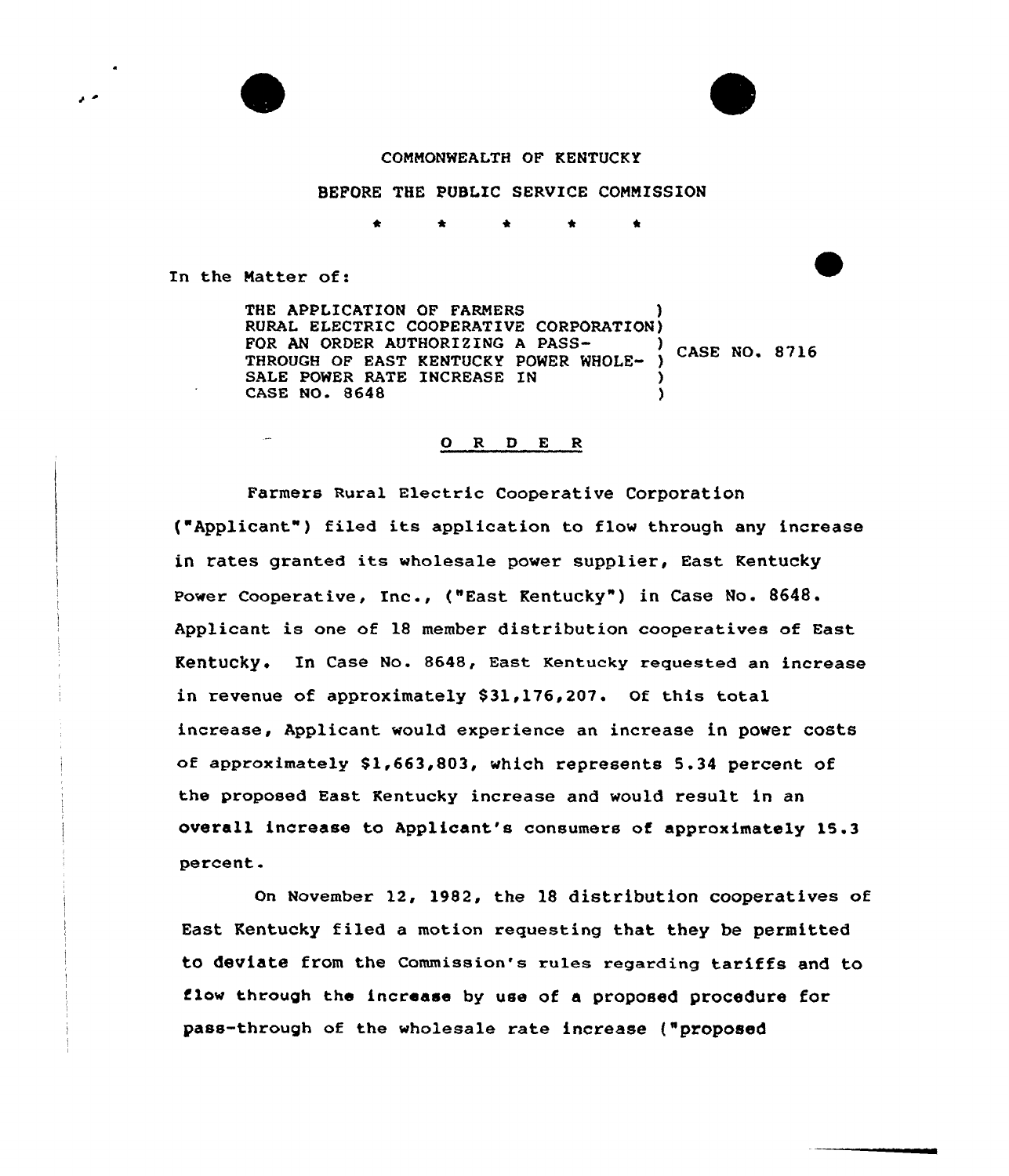COMMONWEALTH OF KENTUCKY

BEFORE THE PUBLIC SERVICE COMMISSION

\* \* \* \* \*

In the Matter of:

THE APPLICATION OF FARMERS RURAL ELECTRIC COOPERATIVE CORPORATION FOR AN ORDER AUTHORIZING A PASS-THROUGH OF EAST KENTUCKY POWER WHOLESALE POWER RATE INCREASE IN CASE NO. 8648 ) CASE NO. 8716

## O R D E R

Farmers Rural Electric Cooperative Corporation ("Applicant") filed its application to flow through any increase in rates granted its wholesale power supplier, East Kentucky Power Cooperative, Inc., ("East Kentucky") in Case No. 8648. Applicant is one of 18 member distribution cooperatives of East Kentucky. In Case No. 8648, East Kentucky requested an increase in revenue of approximately $31,176,207. Of this total increase, Applicant would experience an increase in power costs of approximately $1,663,803, which represents 5.34 percent of the proposed East Kentucky increase and would result in an overall increase to Applicant's consumers of approximately 15.3 percent.

On November 12, 1982, the 18 distribution cooperatives of East Kentucky filed a motion requesting that they be permitted to deviate from the Commission's rules regarding tariffs and to flow through the increase by use of a proposed procedure for pass-through of the wholesale rate increase ("proposed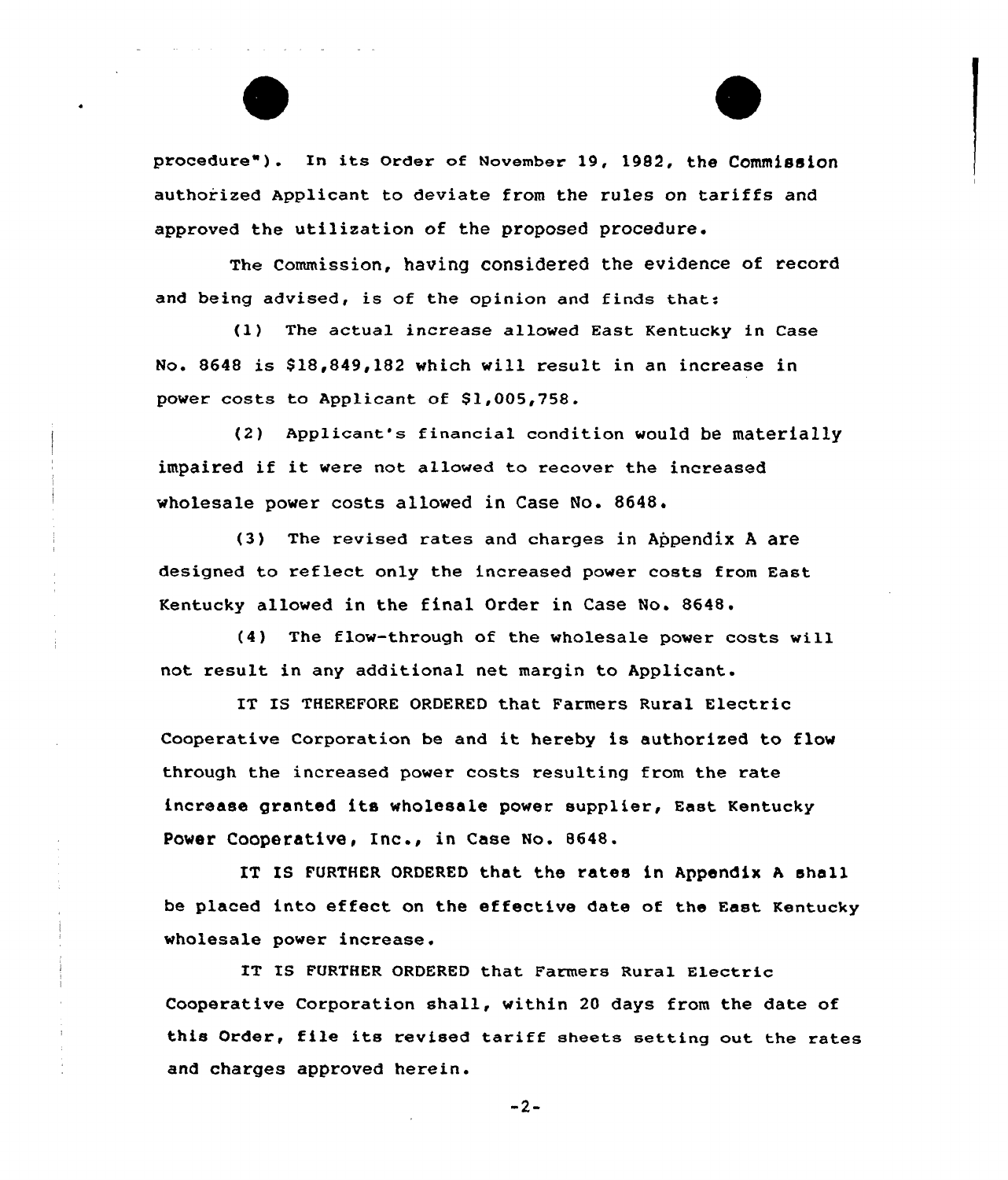procedure"). In its Order of November 19, 1982, the Commission authorized Applicant to deviate from the rules on tariffs and approved the utilization of the proposed procedure.

The Commission, having considered the evidence of record and being advised, is of the opinion and finds that:

(1) The actual increase allowed East Kentucky in Case No. 8648 is $18,849,182 which will result in an increase in power costs to Applicant of $1,005,758.

(2) Applicant's financial condition would be materially impaired if it were not allowed to recover the increased wholesale power costs allowed in Case No. 8648.

(3) The revised rates and charges in Appendix A are designed to reflect only the increased power costs from East Kentucky allowed in the final Order in Case No. 8648.

(4) The flow-through of the wholesale power costs will not result in any additional net margin to Applicant.

IT IS THEREFORE ORDERED that Farmers Rural Electric Cooperative Corporation be and it hereby is authorized to flow through the increased power costs resulting from the rate increase granted its wholesale power supplier, East Kentucky Power Cooperative, Inc., in Case No. 8648.

IT IS FURTHER ORDERED that the rates in Appendix A shall be placed into effect on the effective date of the East Kentucky wholesale power increase.

IT IS FURTHER ORDERED that Farmers Rural Electric Cooperative Corporation shall, within 20 days from the date of this Order, file its revised tariff sheets setting out the rates and charges approved herein.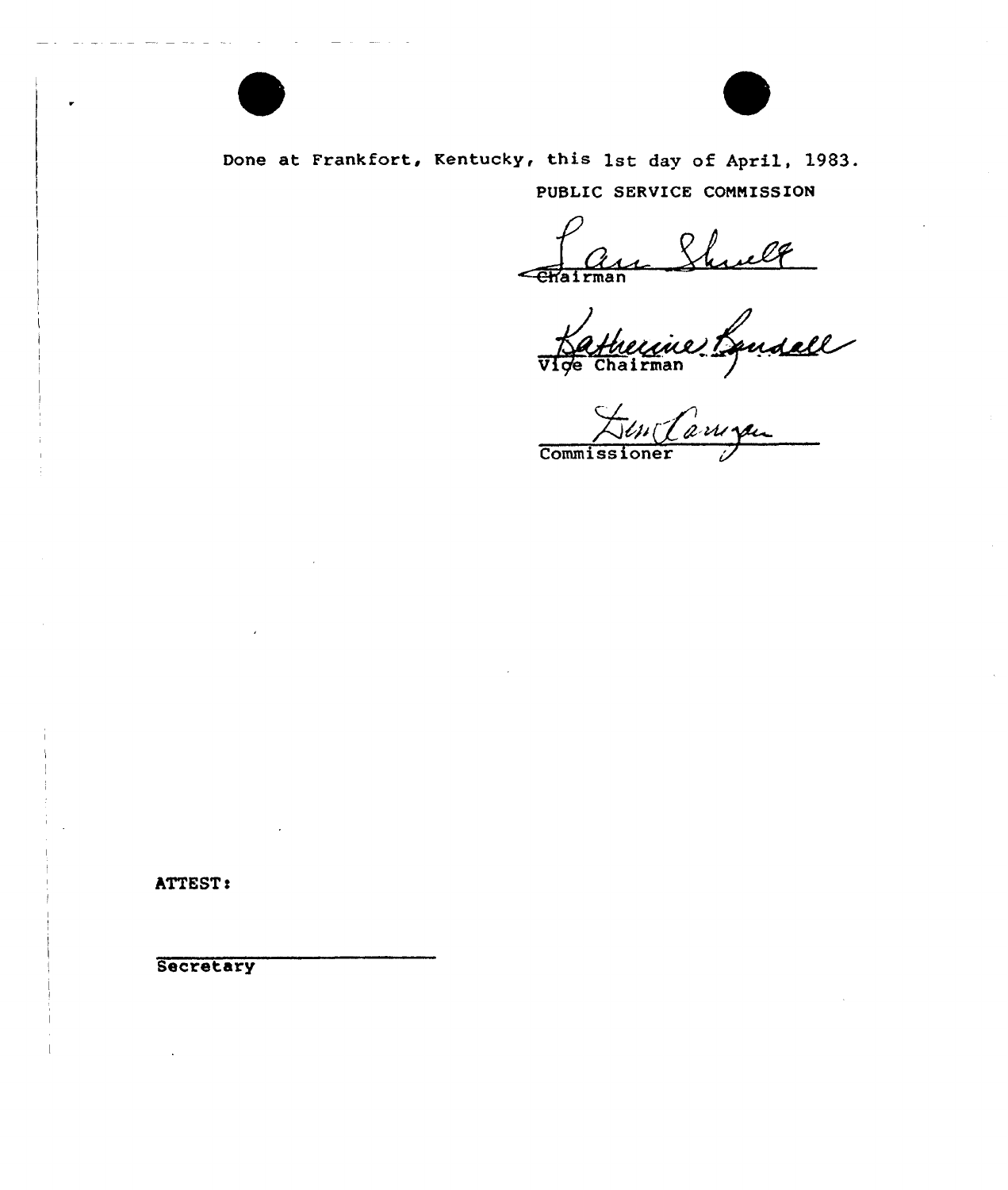Done at Frankfort, Kentucky, this 1st day of April, 1983.

PUBLIC SERVICE COMMISSION

Chairman

Vice Chairman

Commissioner

ATTEST:

Secretary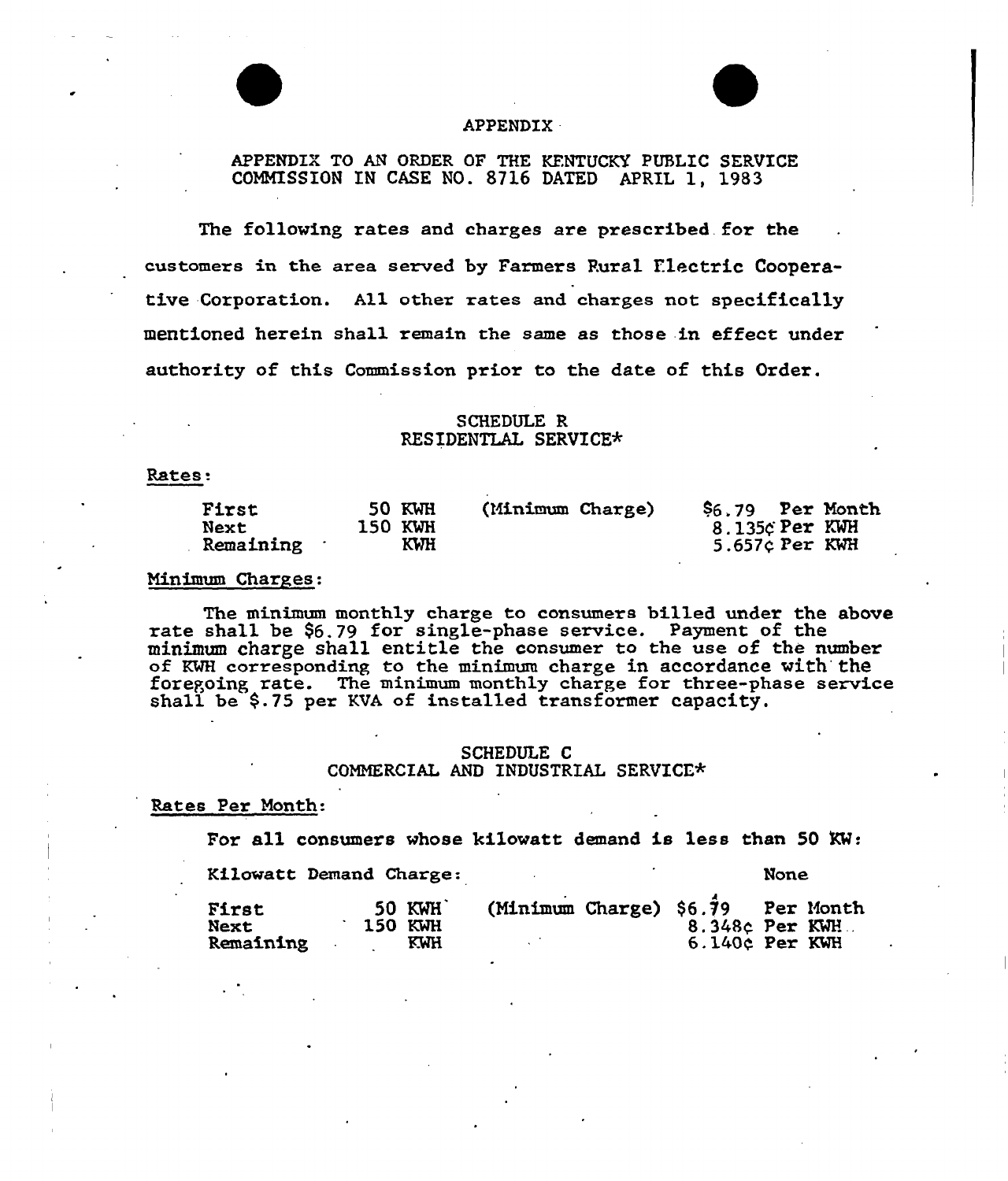# APPENDIX

APPENDIX TO AN ORDER OF THE KENTUCKY PUBLIC SERVICE COMMISSION IN CASE NO. 8716 DATED APRIL 1, 1983

The following rates and charges are prescribed for the customers in the area served by Farmers Rural Electric Cooperative Corporation. All other rates and charges not specifically mentioned herein shall remain the same as those in effect under authority of this Commission prior to the date of this Order.

## SCHEDULE R
## RESIDENTIAL SERVICE*

Rates:

| | | | |
|---|---|---|---|
| First | 50 KWH | (Minimum Charge) | $6.79 Per Month |
| Next | 150 KWH | | 8.135¢ Per KWH |
| Remaining | KWH | | 5.657¢ Per KWH |

Minimum Charges:

The minimum monthly charge to consumers billed under the above rate shall be $6.79 for single-phase service. Payment of the minimum charge shall entitle the consumer to the use of the number of KWH corresponding to the minimum charge in accordance with the foregoing rate. The minimum monthly charge for three-phase service shall be $.75 per KVA of installed transformer capacity.

## SCHEDULE C
## COMMERCIAL AND INDUSTRIAL SERVICE*

Rates Per Month:

For all consumers whose kilowatt demand is less than 50 KW:

Kilowatt Demand Charge: None

| | | | |
|---|---|---|---|
| First | 50 KWH | (Minimum Charge) | $6.79 Per Month |
| Next | 150 KWH | | 8.348¢ Per KWH |
| Remaining | KWH | | 6.140¢ Per KWH |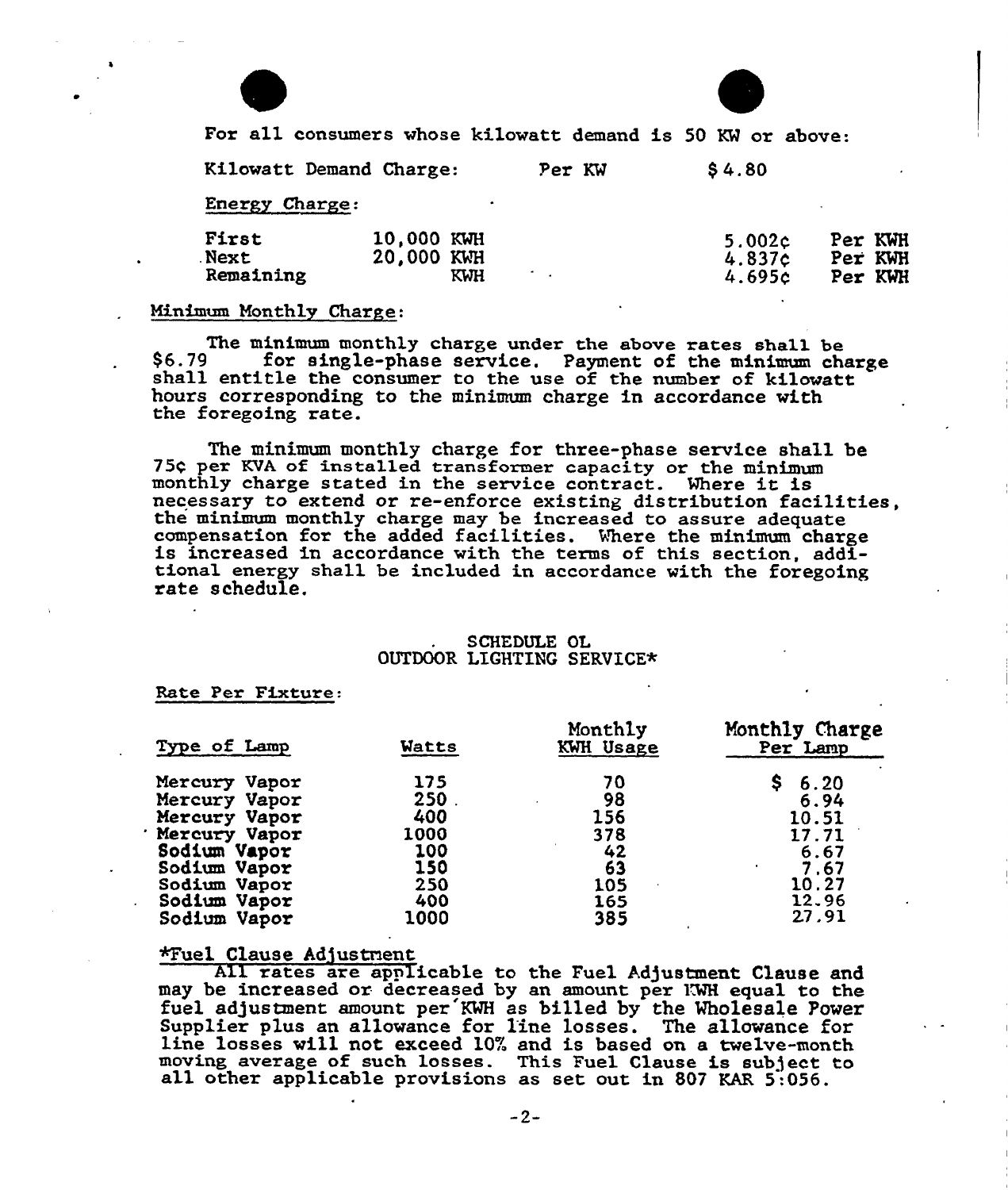For all consumers whose kilowatt demand is 50 KW or above:

| | | |
|---|---|---|
| Kilowatt Demand Charge: | Per KW | $ 4.80 |

Energy Charge:

| | | | |
|---|---|---|---|
| First | 10,000 KWH | 5.002¢ | Per KWH |
| Next | 20,000 KWH | 4.837¢ | Per KWH |
| Remaining | KWH | 4.695¢ | Per KWH |

Minimum Monthly Charge:

The minimum monthly charge under the above rates shall be $6.79 for single-phase service. Payment of the minimum charge shall entitle the consumer to the use of the number of kilowatt hours corresponding to the minimum charge in accordance with the foregoing rate.

The minimum monthly charge for three-phase service shall be 75¢ per KVA of installed transformer capacity or the minimum monthly charge stated in the service contract. Where it is necessary to extend or re-enforce existing distribution facilities, the minimum monthly charge may be increased to assure adequate compensation for the added facilities. Where the minimum charge is increased in accordance with the terms of this section, additional energy shall be included in accordance with the foregoing rate schedule.

## SCHEDULE OL
## OUTDOOR LIGHTING SERVICE*

Rate Per Fixture:

| Type of Lamp | Watts | Monthly KWH Usage | Monthly Charge Per Lamp |
|---|---|---|---|
| Mercury Vapor | 175 | 70 | $ 6.20 |
| Mercury Vapor | 250 | 98 | 6.94 |
| Mercury Vapor | 400 | 156 | 10.51 |
| Mercury Vapor | 1000 | 378 | 17.71 |
| Sodium Vapor | 100 | 42 | 6.67 |
| Sodium Vapor | 150 | 63 | 7.67 |
| Sodium Vapor | 250 | 105 | 10.27 |
| Sodium Vapor | 400 | 165 | 12.96 |
| Sodium Vapor | 1000 | 385 | 27.91 |

*Fuel Clause Adjustment

All rates are applicable to the Fuel Adjustment Clause and may be increased or decreased by an amount per KWH equal to the fuel adjustment amount per KWH as billed by the Wholesale Power Supplier plus an allowance for line losses. The allowance for line losses will not exceed 10% and is based on a twelve-month moving average of such losses. This Fuel Clause is subject to all other applicable provisions as set out in 807 KAR 5:056.